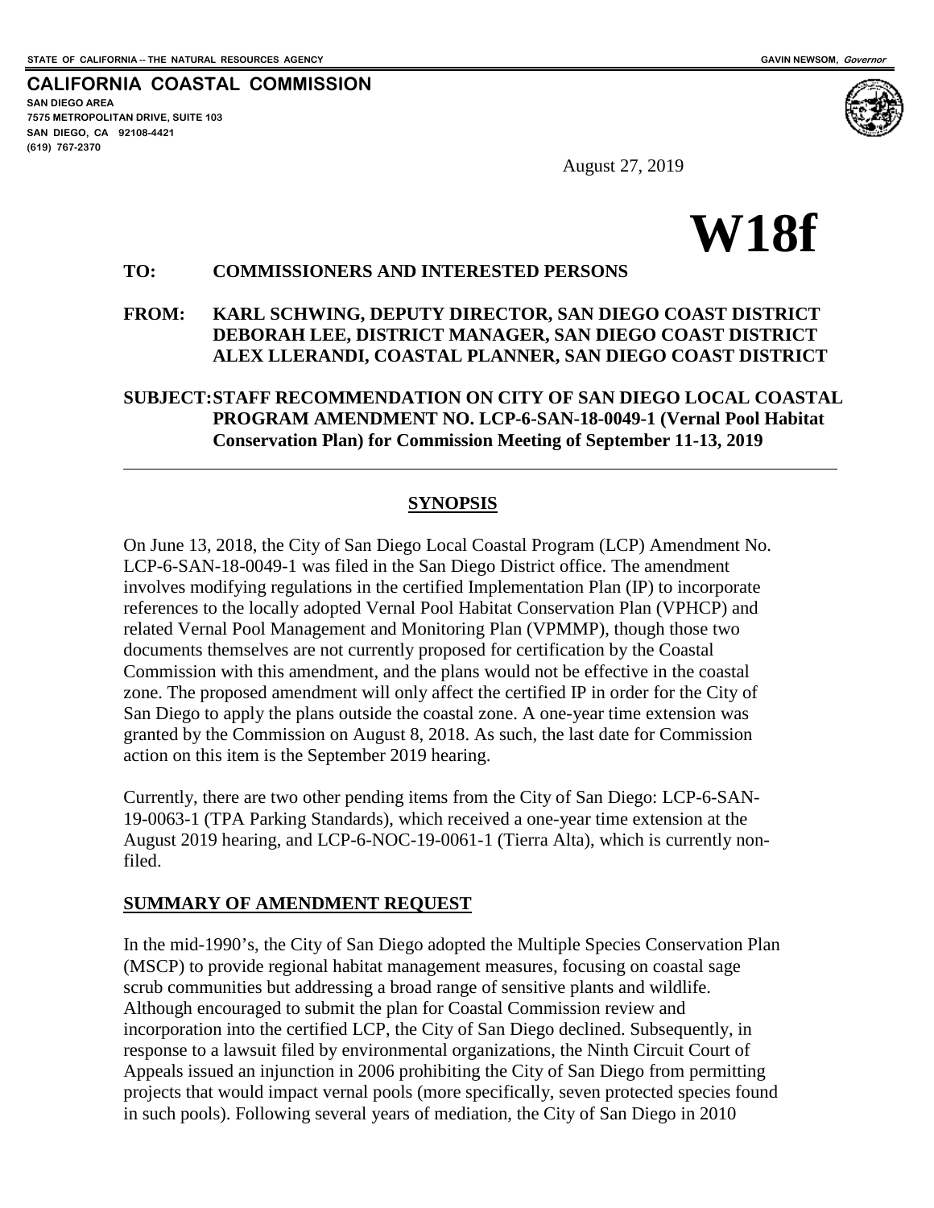STATE OF CALIFORNIA -- THE NATURAL RESOURCES AGENCY GAVIN NEWSOM, *Governor*

**CALIFORNIA COASTAL COMMISSION**
**SAN DIEGO AREA**
**7575 METROPOLITAN DRIVE, SUITE 103**
**SAN DIEGO, CA 92108-4421**
**(619) 767-2370**

August 27, 2019

# W18f

**TO:** **COMMISSIONERS AND INTERESTED PERSONS**

**FROM:** **KARL SCHWING, DEPUTY DIRECTOR, SAN DIEGO COAST DISTRICT**
**DEBORAH LEE, DISTRICT MANAGER, SAN DIEGO COAST DISTRICT**
**ALEX LLERANDI, COASTAL PLANNER, SAN DIEGO COAST DISTRICT**

**SUBJECT: STAFF RECOMMENDATION ON CITY OF SAN DIEGO LOCAL COASTAL PROGRAM AMENDMENT NO. LCP-6-SAN-18-0049-1 (Vernal Pool Habitat Conservation Plan) for Commission Meeting of September 11-13, 2019**

---

## SYNOPSIS

On June 13, 2018, the City of San Diego Local Coastal Program (LCP) Amendment No. LCP-6-SAN-18-0049-1 was filed in the San Diego District office. The amendment involves modifying regulations in the certified Implementation Plan (IP) to incorporate references to the locally adopted Vernal Pool Habitat Conservation Plan (VPHCP) and related Vernal Pool Management and Monitoring Plan (VPMMP), though those two documents themselves are not currently proposed for certification by the Coastal Commission with this amendment, and the plans would not be effective in the coastal zone. The proposed amendment will only affect the certified IP in order for the City of San Diego to apply the plans outside the coastal zone. A one-year time extension was granted by the Commission on August 8, 2018. As such, the last date for Commission action on this item is the September 2019 hearing.

Currently, there are two other pending items from the City of San Diego: LCP-6-SAN-19-0063-1 (TPA Parking Standards), which received a one-year time extension at the August 2019 hearing, and LCP-6-NOC-19-0061-1 (Tierra Alta), which is currently non-filed.

## SUMMARY OF AMENDMENT REQUEST

In the mid-1990's, the City of San Diego adopted the Multiple Species Conservation Plan (MSCP) to provide regional habitat management measures, focusing on coastal sage scrub communities but addressing a broad range of sensitive plants and wildlife. Although encouraged to submit the plan for Coastal Commission review and incorporation into the certified LCP, the City of San Diego declined. Subsequently, in response to a lawsuit filed by environmental organizations, the Ninth Circuit Court of Appeals issued an injunction in 2006 prohibiting the City of San Diego from permitting projects that would impact vernal pools (more specifically, seven protected species found in such pools). Following several years of mediation, the City of San Diego in 2010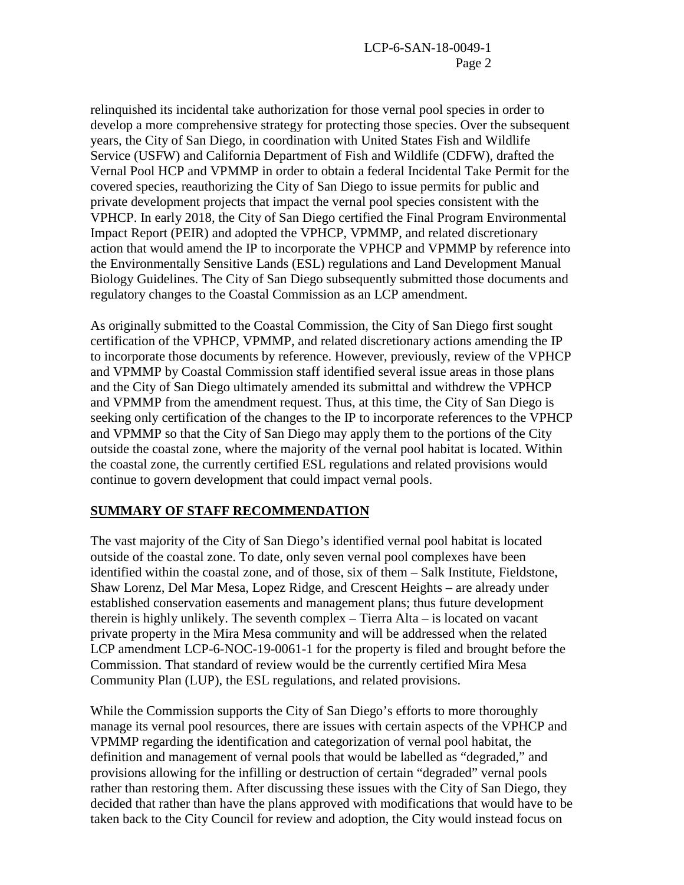relinquished its incidental take authorization for those vernal pool species in order to develop a more comprehensive strategy for protecting those species. Over the subsequent years, the City of San Diego, in coordination with United States Fish and Wildlife Service (USFW) and California Department of Fish and Wildlife (CDFW), drafted the Vernal Pool HCP and VPMMP in order to obtain a federal Incidental Take Permit for the covered species, reauthorizing the City of San Diego to issue permits for public and private development projects that impact the vernal pool species consistent with the VPHCP. In early 2018, the City of San Diego certified the Final Program Environmental Impact Report (PEIR) and adopted the VPHCP, VPMMP, and related discretionary action that would amend the IP to incorporate the VPHCP and VPMMP by reference into the Environmentally Sensitive Lands (ESL) regulations and Land Development Manual Biology Guidelines. The City of San Diego subsequently submitted those documents and regulatory changes to the Coastal Commission as an LCP amendment.

As originally submitted to the Coastal Commission, the City of San Diego first sought certification of the VPHCP, VPMMP, and related discretionary actions amending the IP to incorporate those documents by reference. However, previously, review of the VPHCP and VPMMP by Coastal Commission staff identified several issue areas in those plans and the City of San Diego ultimately amended its submittal and withdrew the VPHCP and VPMMP from the amendment request. Thus, at this time, the City of San Diego is seeking only certification of the changes to the IP to incorporate references to the VPHCP and VPMMP so that the City of San Diego may apply them to the portions of the City outside the coastal zone, where the majority of the vernal pool habitat is located. Within the coastal zone, the currently certified ESL regulations and related provisions would continue to govern development that could impact vernal pools.

## SUMMARY OF STAFF RECOMMENDATION

The vast majority of the City of San Diego's identified vernal pool habitat is located outside of the coastal zone. To date, only seven vernal pool complexes have been identified within the coastal zone, and of those, six of them – Salk Institute, Fieldstone, Shaw Lorenz, Del Mar Mesa, Lopez Ridge, and Crescent Heights – are already under established conservation easements and management plans; thus future development therein is highly unlikely. The seventh complex – Tierra Alta – is located on vacant private property in the Mira Mesa community and will be addressed when the related LCP amendment LCP-6-NOC-19-0061-1 for the property is filed and brought before the Commission. That standard of review would be the currently certified Mira Mesa Community Plan (LUP), the ESL regulations, and related provisions.

While the Commission supports the City of San Diego's efforts to more thoroughly manage its vernal pool resources, there are issues with certain aspects of the VPHCP and VPMMP regarding the identification and categorization of vernal pool habitat, the definition and management of vernal pools that would be labelled as "degraded," and provisions allowing for the infilling or destruction of certain "degraded" vernal pools rather than restoring them. After discussing these issues with the City of San Diego, they decided that rather than have the plans approved with modifications that would have to be taken back to the City Council for review and adoption, the City would instead focus on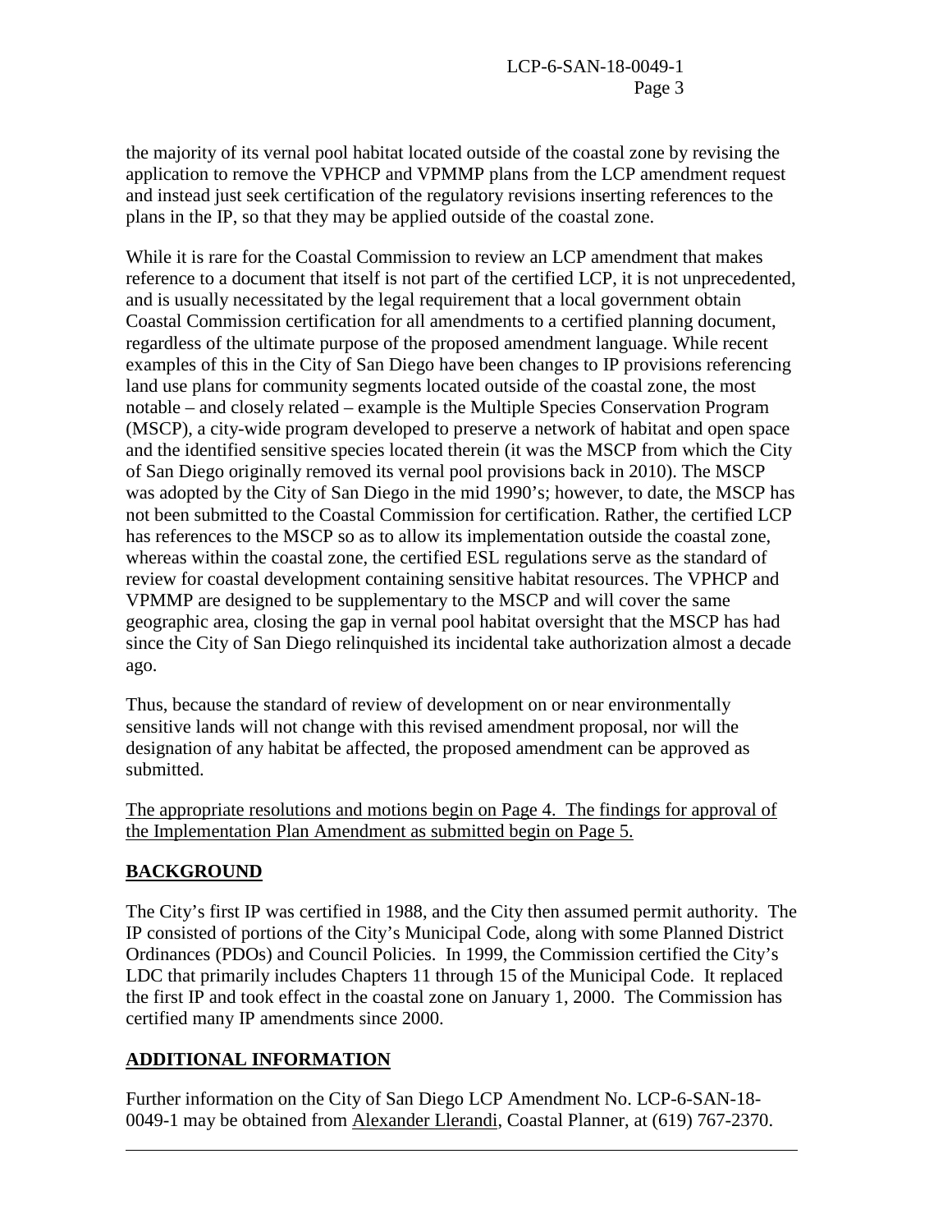the majority of its vernal pool habitat located outside of the coastal zone by revising the application to remove the VPHCP and VPMMP plans from the LCP amendment request and instead just seek certification of the regulatory revisions inserting references to the plans in the IP, so that they may be applied outside of the coastal zone.

While it is rare for the Coastal Commission to review an LCP amendment that makes reference to a document that itself is not part of the certified LCP, it is not unprecedented, and is usually necessitated by the legal requirement that a local government obtain Coastal Commission certification for all amendments to a certified planning document, regardless of the ultimate purpose of the proposed amendment language. While recent examples of this in the City of San Diego have been changes to IP provisions referencing land use plans for community segments located outside of the coastal zone, the most notable – and closely related – example is the Multiple Species Conservation Program (MSCP), a city-wide program developed to preserve a network of habitat and open space and the identified sensitive species located therein (it was the MSCP from which the City of San Diego originally removed its vernal pool provisions back in 2010). The MSCP was adopted by the City of San Diego in the mid 1990's; however, to date, the MSCP has not been submitted to the Coastal Commission for certification. Rather, the certified LCP has references to the MSCP so as to allow its implementation outside the coastal zone, whereas within the coastal zone, the certified ESL regulations serve as the standard of review for coastal development containing sensitive habitat resources. The VPHCP and VPMMP are designed to be supplementary to the MSCP and will cover the same geographic area, closing the gap in vernal pool habitat oversight that the MSCP has had since the City of San Diego relinquished its incidental take authorization almost a decade ago.

Thus, because the standard of review of development on or near environmentally sensitive lands will not change with this revised amendment proposal, nor will the designation of any habitat be affected, the proposed amendment can be approved as submitted.

The appropriate resolutions and motions begin on Page 4. The findings for approval of the Implementation Plan Amendment as submitted begin on Page 5.

## BACKGROUND

The City's first IP was certified in 1988, and the City then assumed permit authority. The IP consisted of portions of the City's Municipal Code, along with some Planned District Ordinances (PDOs) and Council Policies. In 1999, the Commission certified the City's LDC that primarily includes Chapters 11 through 15 of the Municipal Code. It replaced the first IP and took effect in the coastal zone on January 1, 2000. The Commission has certified many IP amendments since 2000.

## ADDITIONAL INFORMATION

Further information on the City of San Diego LCP Amendment No. LCP-6-SAN-18-0049-1 may be obtained from Alexander Llerandi, Coastal Planner, at (619) 767-2370.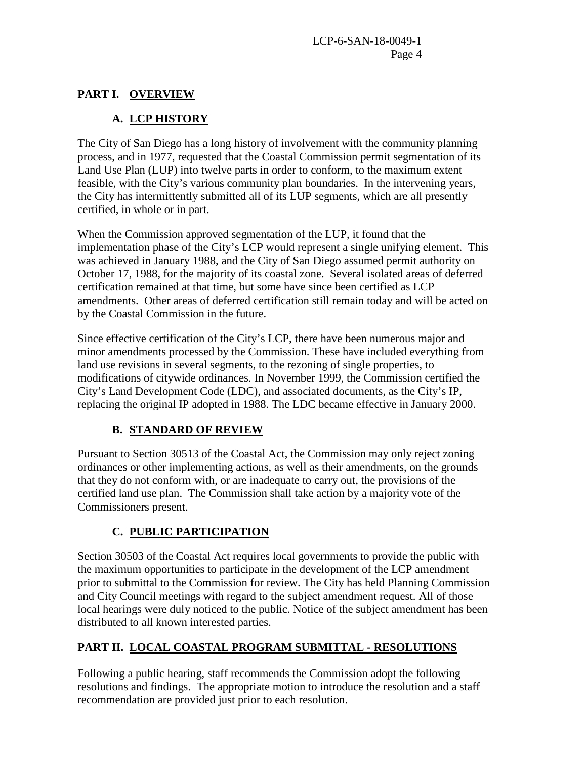## PART I. OVERVIEW

### A. LCP HISTORY

The City of San Diego has a long history of involvement with the community planning process, and in 1977, requested that the Coastal Commission permit segmentation of its Land Use Plan (LUP) into twelve parts in order to conform, to the maximum extent feasible, with the City's various community plan boundaries. In the intervening years, the City has intermittently submitted all of its LUP segments, which are all presently certified, in whole or in part.

When the Commission approved segmentation of the LUP, it found that the implementation phase of the City's LCP would represent a single unifying element. This was achieved in January 1988, and the City of San Diego assumed permit authority on October 17, 1988, for the majority of its coastal zone. Several isolated areas of deferred certification remained at that time, but some have since been certified as LCP amendments. Other areas of deferred certification still remain today and will be acted on by the Coastal Commission in the future.

Since effective certification of the City's LCP, there have been numerous major and minor amendments processed by the Commission. These have included everything from land use revisions in several segments, to the rezoning of single properties, to modifications of citywide ordinances. In November 1999, the Commission certified the City's Land Development Code (LDC), and associated documents, as the City's IP, replacing the original IP adopted in 1988. The LDC became effective in January 2000.

### B. STANDARD OF REVIEW

Pursuant to Section 30513 of the Coastal Act, the Commission may only reject zoning ordinances or other implementing actions, as well as their amendments, on the grounds that they do not conform with, or are inadequate to carry out, the provisions of the certified land use plan. The Commission shall take action by a majority vote of the Commissioners present.

### C. PUBLIC PARTICIPATION

Section 30503 of the Coastal Act requires local governments to provide the public with the maximum opportunities to participate in the development of the LCP amendment prior to submittal to the Commission for review. The City has held Planning Commission and City Council meetings with regard to the subject amendment request. All of those local hearings were duly noticed to the public. Notice of the subject amendment has been distributed to all known interested parties.

## PART II. LOCAL COASTAL PROGRAM SUBMITTAL - RESOLUTIONS

Following a public hearing, staff recommends the Commission adopt the following resolutions and findings. The appropriate motion to introduce the resolution and a staff recommendation are provided just prior to each resolution.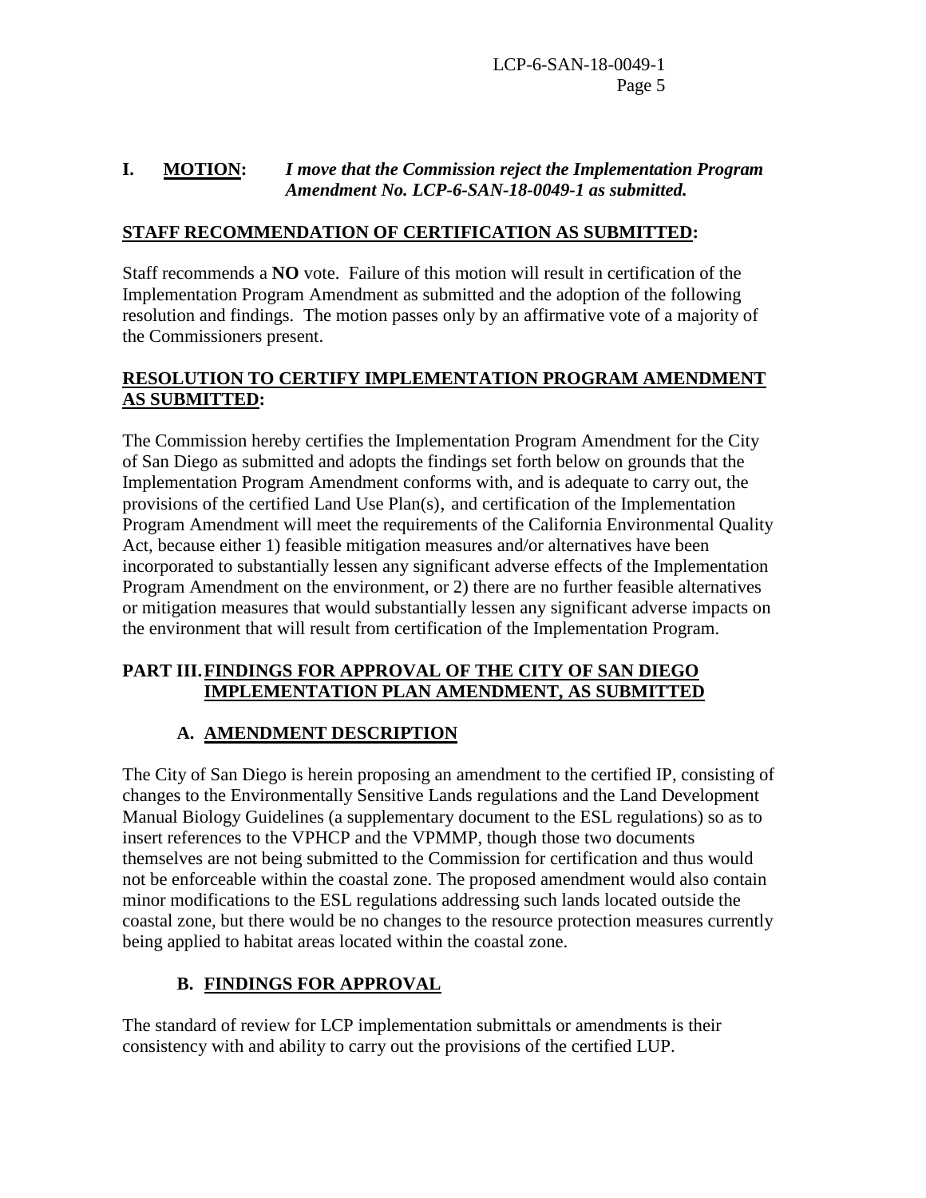**I. MOTION:** ***I move that the Commission reject the Implementation Program Amendment No. LCP-6-SAN-18-0049-1 as submitted.***

**STAFF RECOMMENDATION OF CERTIFICATION AS SUBMITTED:**

Staff recommends a **NO** vote. Failure of this motion will result in certification of the Implementation Program Amendment as submitted and the adoption of the following resolution and findings. The motion passes only by an affirmative vote of a majority of the Commissioners present.

**RESOLUTION TO CERTIFY IMPLEMENTATION PROGRAM AMENDMENT AS SUBMITTED:**

The Commission hereby certifies the Implementation Program Amendment for the City of San Diego as submitted and adopts the findings set forth below on grounds that the Implementation Program Amendment conforms with, and is adequate to carry out, the provisions of the certified Land Use Plan(s), and certification of the Implementation Program Amendment will meet the requirements of the California Environmental Quality Act, because either 1) feasible mitigation measures and/or alternatives have been incorporated to substantially lessen any significant adverse effects of the Implementation Program Amendment on the environment, or 2) there are no further feasible alternatives or mitigation measures that would substantially lessen any significant adverse impacts on the environment that will result from certification of the Implementation Program.

## PART III. FINDINGS FOR APPROVAL OF THE CITY OF SAN DIEGO IMPLEMENTATION PLAN AMENDMENT, AS SUBMITTED

### A. AMENDMENT DESCRIPTION

The City of San Diego is herein proposing an amendment to the certified IP, consisting of changes to the Environmentally Sensitive Lands regulations and the Land Development Manual Biology Guidelines (a supplementary document to the ESL regulations) so as to insert references to the VPHCP and the VPMMP, though those two documents themselves are not being submitted to the Commission for certification and thus would not be enforceable within the coastal zone. The proposed amendment would also contain minor modifications to the ESL regulations addressing such lands located outside the coastal zone, but there would be no changes to the resource protection measures currently being applied to habitat areas located within the coastal zone.

### B. FINDINGS FOR APPROVAL

The standard of review for LCP implementation submittals or amendments is their consistency with and ability to carry out the provisions of the certified LUP.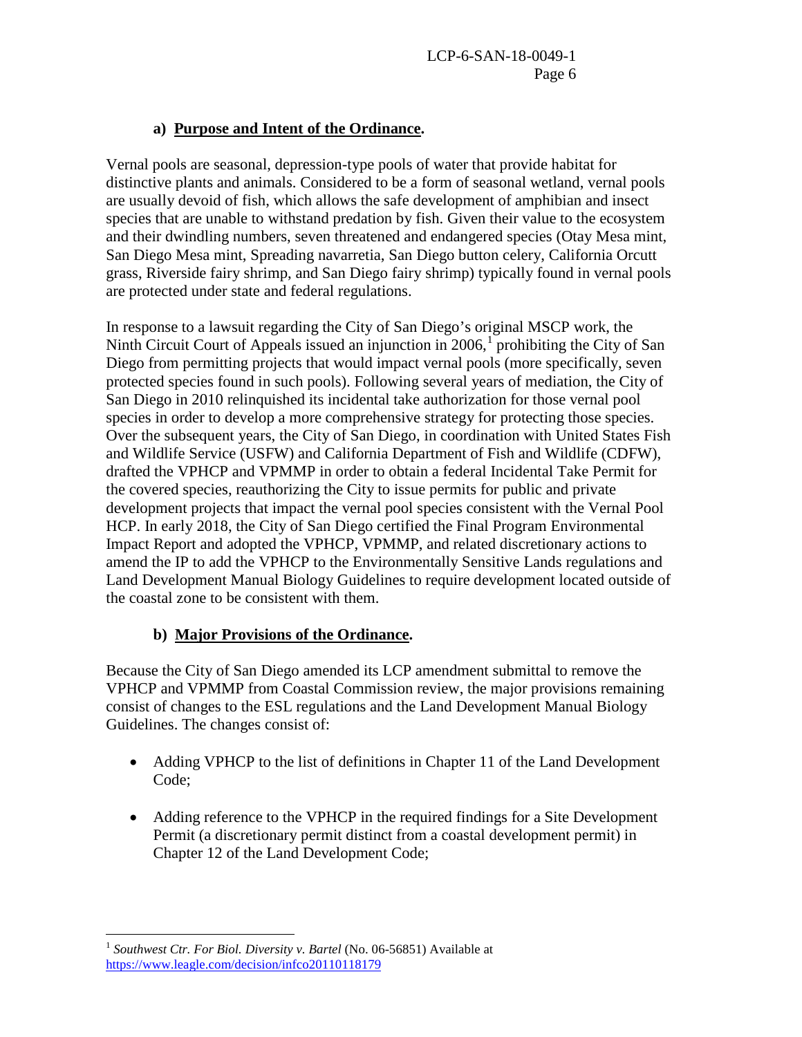### a) Purpose and Intent of the Ordinance.

Vernal pools are seasonal, depression-type pools of water that provide habitat for distinctive plants and animals. Considered to be a form of seasonal wetland, vernal pools are usually devoid of fish, which allows the safe development of amphibian and insect species that are unable to withstand predation by fish. Given their value to the ecosystem and their dwindling numbers, seven threatened and endangered species (Otay Mesa mint, San Diego Mesa mint, Spreading navarretia, San Diego button celery, California Orcutt grass, Riverside fairy shrimp, and San Diego fairy shrimp) typically found in vernal pools are protected under state and federal regulations.

In response to a lawsuit regarding the City of San Diego's original MSCP work, the Ninth Circuit Court of Appeals issued an injunction in 2006,[1] prohibiting the City of San Diego from permitting projects that would impact vernal pools (more specifically, seven protected species found in such pools). Following several years of mediation, the City of San Diego in 2010 relinquished its incidental take authorization for those vernal pool species in order to develop a more comprehensive strategy for protecting those species. Over the subsequent years, the City of San Diego, in coordination with United States Fish and Wildlife Service (USFW) and California Department of Fish and Wildlife (CDFW), drafted the VPHCP and VPMMP in order to obtain a federal Incidental Take Permit for the covered species, reauthorizing the City to issue permits for public and private development projects that impact the vernal pool species consistent with the Vernal Pool HCP. In early 2018, the City of San Diego certified the Final Program Environmental Impact Report and adopted the VPHCP, VPMMP, and related discretionary actions to amend the IP to add the VPHCP to the Environmentally Sensitive Lands regulations and Land Development Manual Biology Guidelines to require development located outside of the coastal zone to be consistent with them.

### b) Major Provisions of the Ordinance.

Because the City of San Diego amended its LCP amendment submittal to remove the VPHCP and VPMMP from Coastal Commission review, the major provisions remaining consist of changes to the ESL regulations and the Land Development Manual Biology Guidelines. The changes consist of:

- Adding VPHCP to the list of definitions in Chapter 11 of the Land Development Code;
- Adding reference to the VPHCP in the required findings for a Site Development Permit (a discretionary permit distinct from a coastal development permit) in Chapter 12 of the Land Development Code;

---

[1] *Southwest Ctr. For Biol. Diversity v. Bartel* (No. 06-56851) Available at https://www.leagle.com/decision/infco20110118179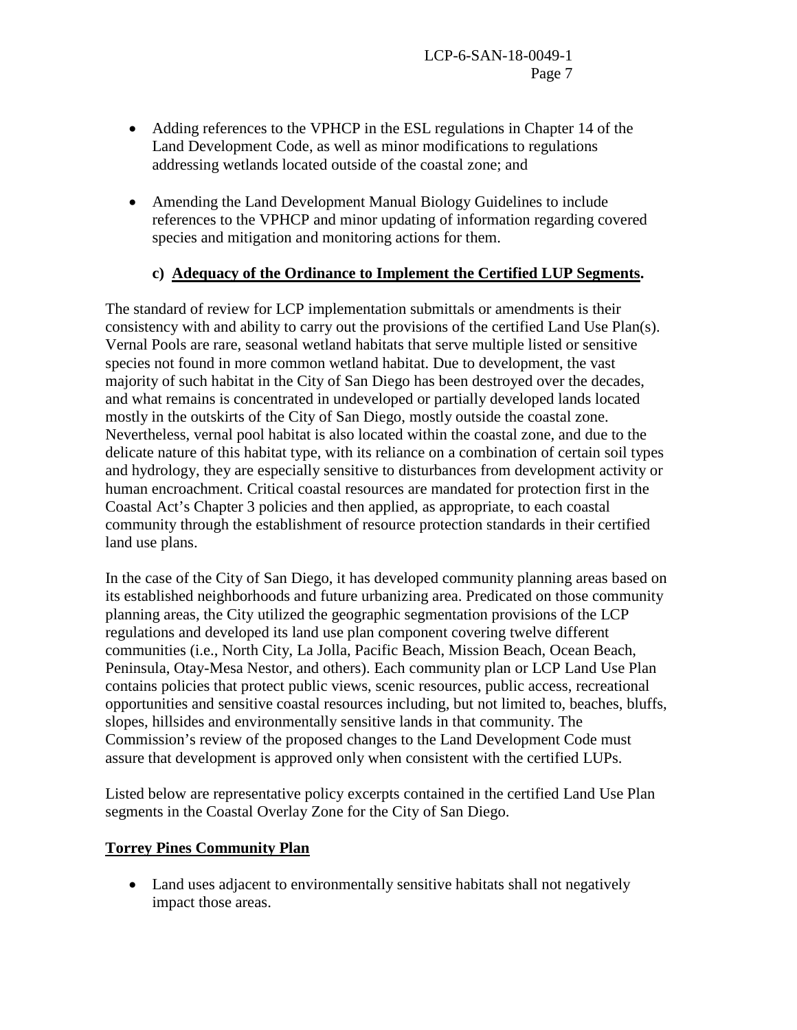- Adding references to the VPHCP in the ESL regulations in Chapter 14 of the Land Development Code, as well as minor modifications to regulations addressing wetlands located outside of the coastal zone; and

- Amending the Land Development Manual Biology Guidelines to include references to the VPHCP and minor updating of information regarding covered species and mitigation and monitoring actions for them.

### c) Adequacy of the Ordinance to Implement the Certified LUP Segments.

The standard of review for LCP implementation submittals or amendments is their consistency with and ability to carry out the provisions of the certified Land Use Plan(s). Vernal Pools are rare, seasonal wetland habitats that serve multiple listed or sensitive species not found in more common wetland habitat. Due to development, the vast majority of such habitat in the City of San Diego has been destroyed over the decades, and what remains is concentrated in undeveloped or partially developed lands located mostly in the outskirts of the City of San Diego, mostly outside the coastal zone. Nevertheless, vernal pool habitat is also located within the coastal zone, and due to the delicate nature of this habitat type, with its reliance on a combination of certain soil types and hydrology, they are especially sensitive to disturbances from development activity or human encroachment. Critical coastal resources are mandated for protection first in the Coastal Act's Chapter 3 policies and then applied, as appropriate, to each coastal community through the establishment of resource protection standards in their certified land use plans.

In the case of the City of San Diego, it has developed community planning areas based on its established neighborhoods and future urbanizing area. Predicated on those community planning areas, the City utilized the geographic segmentation provisions of the LCP regulations and developed its land use plan component covering twelve different communities (i.e., North City, La Jolla, Pacific Beach, Mission Beach, Ocean Beach, Peninsula, Otay-Mesa Nestor, and others). Each community plan or LCP Land Use Plan contains policies that protect public views, scenic resources, public access, recreational opportunities and sensitive coastal resources including, but not limited to, beaches, bluffs, slopes, hillsides and environmentally sensitive lands in that community. The Commission's review of the proposed changes to the Land Development Code must assure that development is approved only when consistent with the certified LUPs.

Listed below are representative policy excerpts contained in the certified Land Use Plan segments in the Coastal Overlay Zone for the City of San Diego.

**Torrey Pines Community Plan**

- Land uses adjacent to environmentally sensitive habitats shall not negatively impact those areas.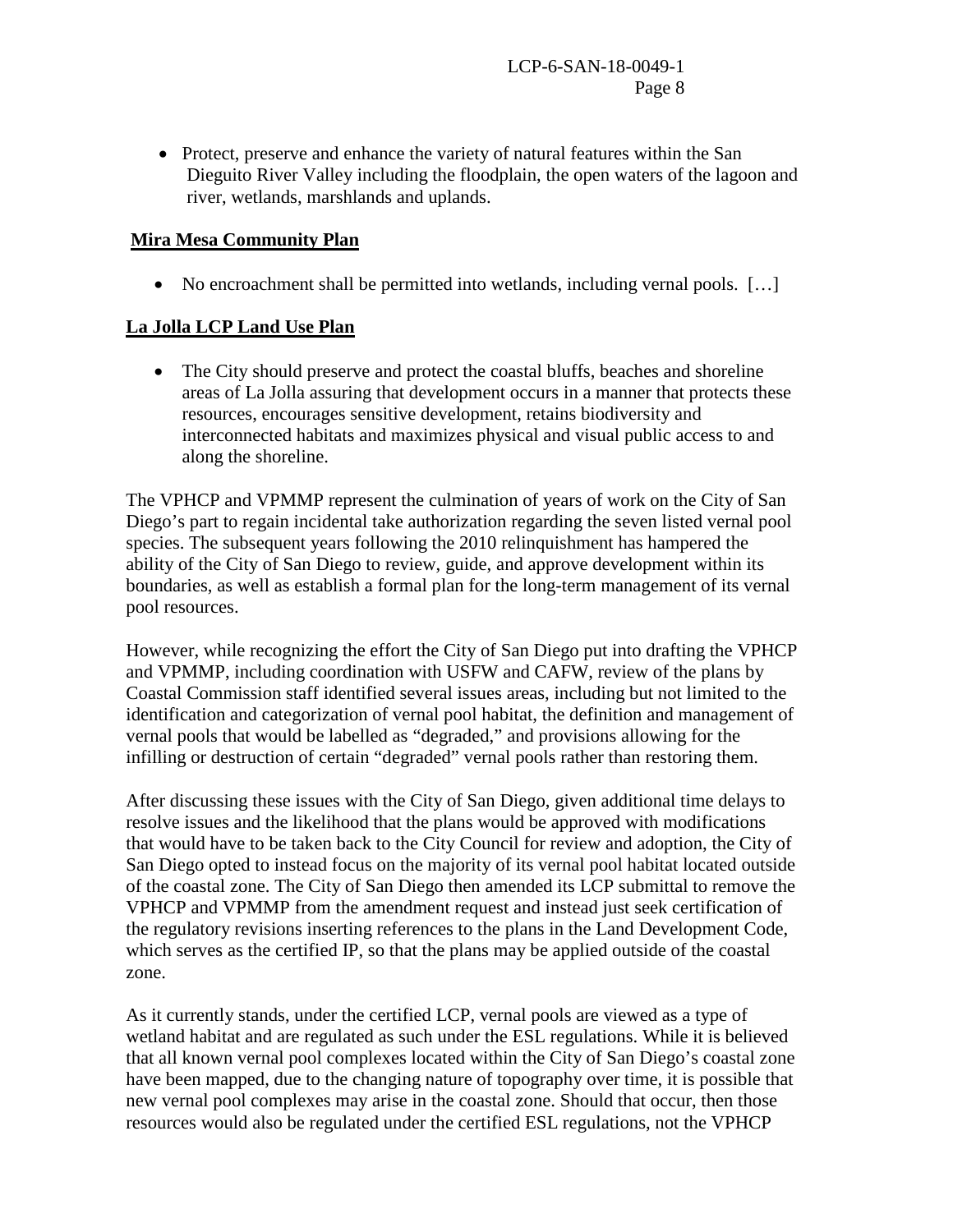- Protect, preserve and enhance the variety of natural features within the San Dieguito River Valley including the floodplain, the open waters of the lagoon and river, wetlands, marshlands and uplands.

**Mira Mesa Community Plan**

- No encroachment shall be permitted into wetlands, including vernal pools. […]

**La Jolla LCP Land Use Plan**

- The City should preserve and protect the coastal bluffs, beaches and shoreline areas of La Jolla assuring that development occurs in a manner that protects these resources, encourages sensitive development, retains biodiversity and interconnected habitats and maximizes physical and visual public access to and along the shoreline.

The VPHCP and VPMMP represent the culmination of years of work on the City of San Diego's part to regain incidental take authorization regarding the seven listed vernal pool species. The subsequent years following the 2010 relinquishment has hampered the ability of the City of San Diego to review, guide, and approve development within its boundaries, as well as establish a formal plan for the long-term management of its vernal pool resources.

However, while recognizing the effort the City of San Diego put into drafting the VPHCP and VPMMP, including coordination with USFW and CAFW, review of the plans by Coastal Commission staff identified several issues areas, including but not limited to the identification and categorization of vernal pool habitat, the definition and management of vernal pools that would be labelled as "degraded," and provisions allowing for the infilling or destruction of certain "degraded" vernal pools rather than restoring them.

After discussing these issues with the City of San Diego, given additional time delays to resolve issues and the likelihood that the plans would be approved with modifications that would have to be taken back to the City Council for review and adoption, the City of San Diego opted to instead focus on the majority of its vernal pool habitat located outside of the coastal zone. The City of San Diego then amended its LCP submittal to remove the VPHCP and VPMMP from the amendment request and instead just seek certification of the regulatory revisions inserting references to the plans in the Land Development Code, which serves as the certified IP, so that the plans may be applied outside of the coastal zone.

As it currently stands, under the certified LCP, vernal pools are viewed as a type of wetland habitat and are regulated as such under the ESL regulations. While it is believed that all known vernal pool complexes located within the City of San Diego's coastal zone have been mapped, due to the changing nature of topography over time, it is possible that new vernal pool complexes may arise in the coastal zone. Should that occur, then those resources would also be regulated under the certified ESL regulations, not the VPHCP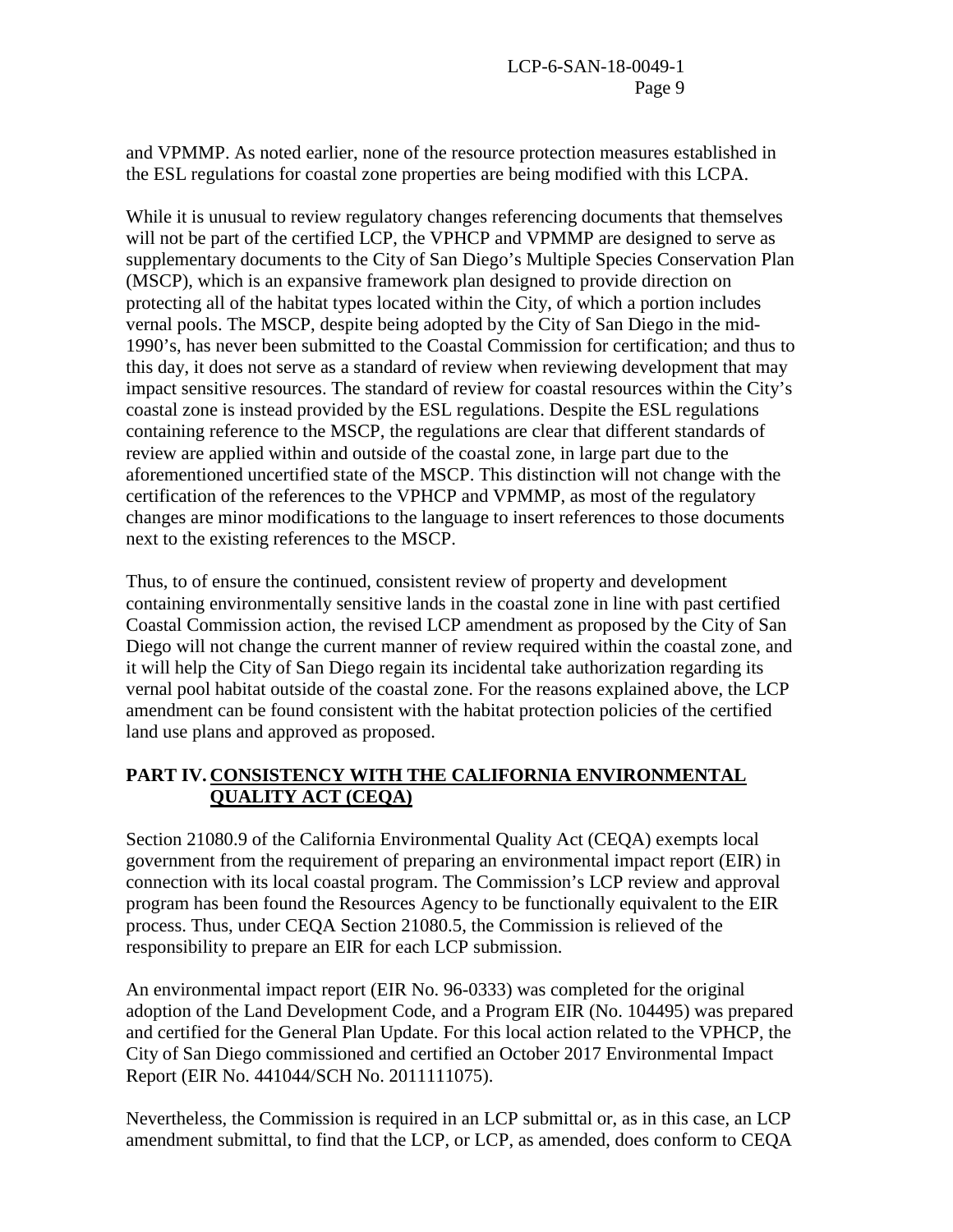and VPMMP. As noted earlier, none of the resource protection measures established in the ESL regulations for coastal zone properties are being modified with this LCPA.

While it is unusual to review regulatory changes referencing documents that themselves will not be part of the certified LCP, the VPHCP and VPMMP are designed to serve as supplementary documents to the City of San Diego's Multiple Species Conservation Plan (MSCP), which is an expansive framework plan designed to provide direction on protecting all of the habitat types located within the City, of which a portion includes vernal pools. The MSCP, despite being adopted by the City of San Diego in the mid-1990's, has never been submitted to the Coastal Commission for certification; and thus to this day, it does not serve as a standard of review when reviewing development that may impact sensitive resources. The standard of review for coastal resources within the City's coastal zone is instead provided by the ESL regulations. Despite the ESL regulations containing reference to the MSCP, the regulations are clear that different standards of review are applied within and outside of the coastal zone, in large part due to the aforementioned uncertified state of the MSCP. This distinction will not change with the certification of the references to the VPHCP and VPMMP, as most of the regulatory changes are minor modifications to the language to insert references to those documents next to the existing references to the MSCP.

Thus, to of ensure the continued, consistent review of property and development containing environmentally sensitive lands in the coastal zone in line with past certified Coastal Commission action, the revised LCP amendment as proposed by the City of San Diego will not change the current manner of review required within the coastal zone, and it will help the City of San Diego regain its incidental take authorization regarding its vernal pool habitat outside of the coastal zone. For the reasons explained above, the LCP amendment can be found consistent with the habitat protection policies of the certified land use plans and approved as proposed.

## PART IV. CONSISTENCY WITH THE CALIFORNIA ENVIRONMENTAL QUALITY ACT (CEQA)

Section 21080.9 of the California Environmental Quality Act (CEQA) exempts local government from the requirement of preparing an environmental impact report (EIR) in connection with its local coastal program. The Commission's LCP review and approval program has been found the Resources Agency to be functionally equivalent to the EIR process. Thus, under CEQA Section 21080.5, the Commission is relieved of the responsibility to prepare an EIR for each LCP submission.

An environmental impact report (EIR No. 96-0333) was completed for the original adoption of the Land Development Code, and a Program EIR (No. 104495) was prepared and certified for the General Plan Update. For this local action related to the VPHCP, the City of San Diego commissioned and certified an October 2017 Environmental Impact Report (EIR No. 441044/SCH No. 2011111075).

Nevertheless, the Commission is required in an LCP submittal or, as in this case, an LCP amendment submittal, to find that the LCP, or LCP, as amended, does conform to CEQA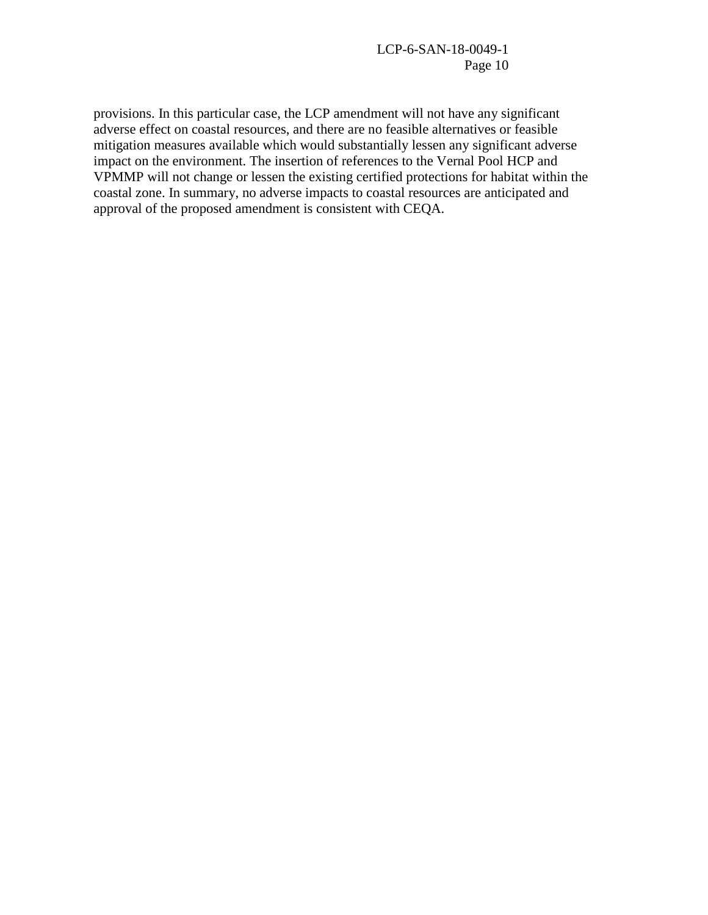provisions. In this particular case, the LCP amendment will not have any significant adverse effect on coastal resources, and there are no feasible alternatives or feasible mitigation measures available which would substantially lessen any significant adverse impact on the environment. The insertion of references to the Vernal Pool HCP and VPMMP will not change or lessen the existing certified protections for habitat within the coastal zone. In summary, no adverse impacts to coastal resources are anticipated and approval of the proposed amendment is consistent with CEQA.